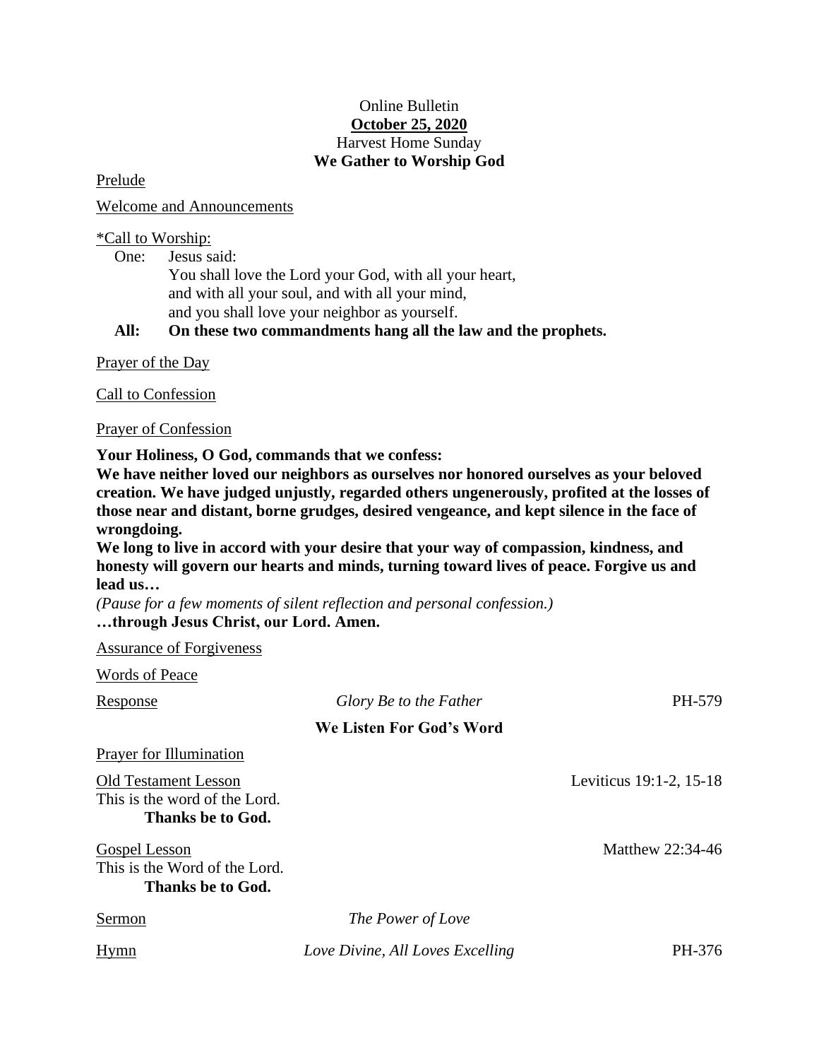Online Bulletin

**October 25, 2020**

Harvest Home Sunday

**We Gather to Worship God**

Prelude

Welcome and Announcements

*Call to Worship:

One: Jesus said:
You shall love the Lord your God, with all your heart,
and with all your soul, and with all your mind,
and you shall love your neighbor as yourself.

**All: On these two commandments hang all the law and the prophets.**

Prayer of the Day

Call to Confession

Prayer of Confession

**Your Holiness, O God, commands that we confess:**
**We have neither loved our neighbors as ourselves nor honored ourselves as your beloved creation. We have judged unjustly, regarded others ungenerously, profited at the losses of those near and distant, borne grudges, desired vengeance, and kept silence in the face of wrongdoing.**
**We long to live in accord with your desire that your way of compassion, kindness, and honesty will govern our hearts and minds, turning toward lives of peace. Forgive us and lead us…**
*(Pause for a few moments of silent reflection and personal confession.)*
**…through Jesus Christ, our Lord. Amen.**

Assurance of Forgiveness

Words of Peace

Response — *Glory Be to the Father* — PH-579

**We Listen For God's Word**

Prayer for Illumination

Old Testament Lesson — Leviticus 19:1-2, 15-18
This is the word of the Lord.
**Thanks be to God.**

Gospel Lesson — Matthew 22:34-46
This is the Word of the Lord.
**Thanks be to God.**

Sermon — *The Power of Love*

Hymn — *Love Divine, All Loves Excelling* — PH-376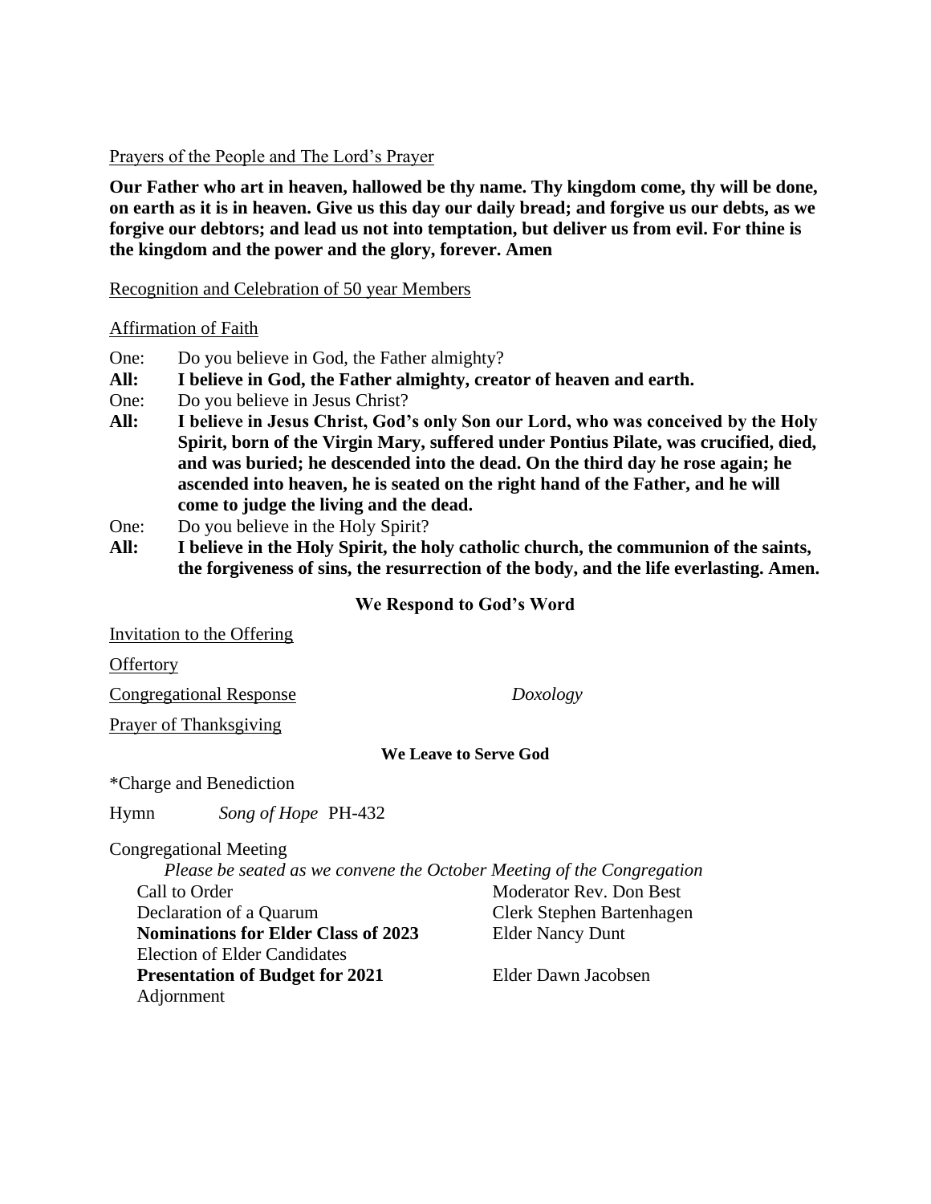Prayers of the People and The Lord's Prayer

**Our Father who art in heaven, hallowed be thy name. Thy kingdom come, thy will be done, on earth as it is in heaven. Give us this day our daily bread; and forgive us our debts, as we forgive our debtors; and lead us not into temptation, but deliver us from evil. For thine is the kingdom and the power and the glory, forever. Amen**

Recognition and Celebration of 50 year Members

Affirmation of Faith

One: Do you believe in God, the Father almighty?

**All: I believe in God, the Father almighty, creator of heaven and earth.**

One: Do you believe in Jesus Christ?

**All: I believe in Jesus Christ, God's only Son our Lord, who was conceived by the Holy Spirit, born of the Virgin Mary, suffered under Pontius Pilate, was crucified, died, and was buried; he descended into the dead. On the third day he rose again; he ascended into heaven, he is seated on the right hand of the Father, and he will come to judge the living and the dead.**

One: Do you believe in the Holy Spirit?

**All: I believe in the Holy Spirit, the holy catholic church, the communion of the saints, the forgiveness of sins, the resurrection of the body, and the life everlasting. Amen.**

**We Respond to God's Word**

Invitation to the Offering

Offertory

Congregational Response *Doxology*

Prayer of Thanksgiving

**We Leave to Serve God**

*Charge and Benediction

Hymn *Song of Hope* PH-432

Congregational Meeting

*Please be seated as we convene the October Meeting of the Congregation*

| | |
|---|---|
| Call to Order | Moderator Rev. Don Best |
| Declaration of a Quarum | Clerk Stephen Bartenhagen |
| **Nominations for Elder Class of 2023** | Elder Nancy Dunt |
| Election of Elder Candidates | |
| **Presentation of Budget for 2021** | Elder Dawn Jacobsen |
| Adjornment | |